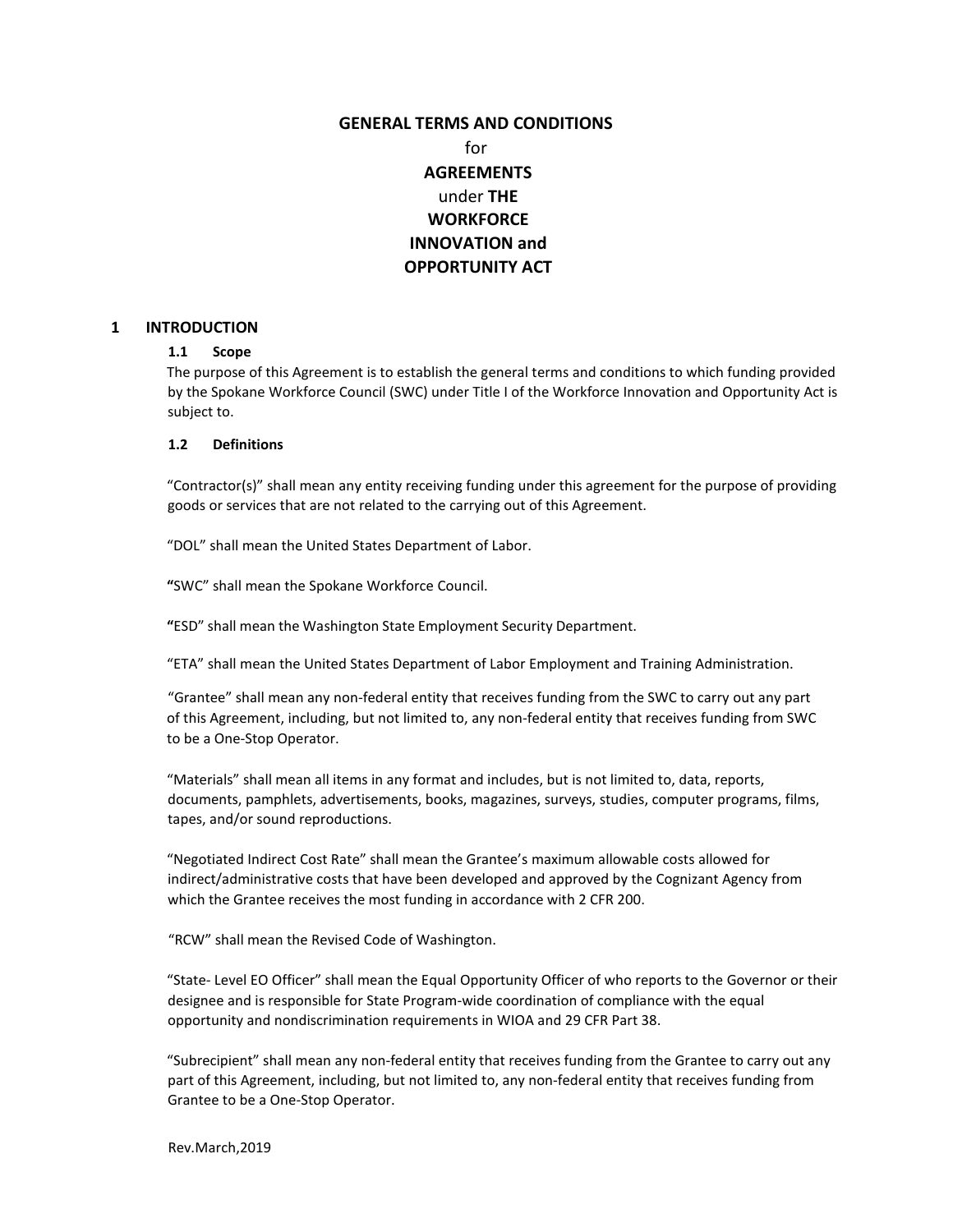# GENERAL TERMS AND CONDITIONS for AGREEMENTS under THE WORKFORCE INNOVATION and OPPORTUNITY ACT

## 1 INTRODUCTION

### 1.1 Scope

The purpose of this Agreement is to establish the general terms and conditions to which funding provided by the Spokane Workforce Council (SWC) under Title I of the Workforce Innovation and Opportunity Act is subject to.

### 1.2 Definitions

"Contractor(s)" shall mean any entity receiving funding under this agreement for the purpose of providing goods or services that are not related to the carrying out of this Agreement.

"DOL" shall mean the United States Department of Labor.

"SWC" shall mean the Spokane Workforce Council.

"ESD" shall mean the Washington State Employment Security Department.

"ETA" shall mean the United States Department of Labor Employment and Training Administration.

"Grantee" shall mean any non-federal entity that receives funding from the SWC to carry out any part of this Agreement, including, but not limited to, any non-federal entity that receives funding from SWC to be a One-Stop Operator.

"Materials" shall mean all items in any format and includes, but is not limited to, data, reports, documents, pamphlets, advertisements, books, magazines, surveys, studies, computer programs, films, tapes, and/or sound reproductions.

"Negotiated Indirect Cost Rate" shall mean the Grantee's maximum allowable costs allowed for indirect/administrative costs that have been developed and approved by the Cognizant Agency from which the Grantee receives the most funding in accordance with 2 CFR 200.

"RCW" shall mean the Revised Code of Washington.

"State- Level EO Officer" shall mean the Equal Opportunity Officer of who reports to the Governor or their designee and is responsible for State Program-wide coordination of compliance with the equal opportunity and nondiscrimination requirements in WIOA and 29 CFR Part 38.

"Subrecipient" shall mean any non-federal entity that receives funding from the Grantee to carry out any part of this Agreement, including, but not limited to, any non-federal entity that receives funding from Grantee to be a One-Stop Operator.

Rev.March,2019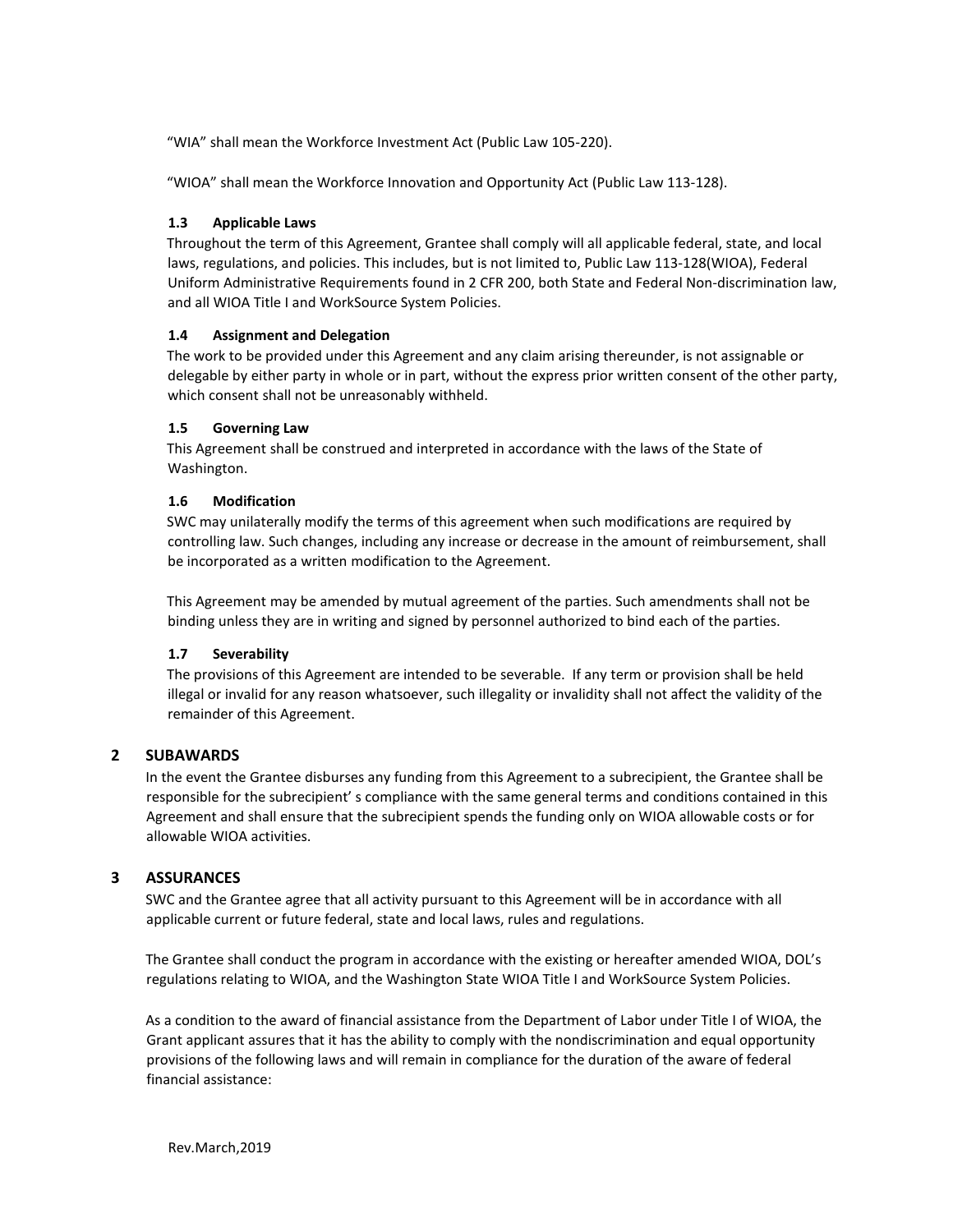"WIA" shall mean the Workforce Investment Act (Public Law 105-220).

"WIOA" shall mean the Workforce Innovation and Opportunity Act (Public Law 113-128).

### 1.3 Applicable Laws

Throughout the term of this Agreement, Grantee shall comply will all applicable federal, state, and local laws, regulations, and policies. This includes, but is not limited to, Public Law 113-128(WIOA), Federal Uniform Administrative Requirements found in 2 CFR 200, both State and Federal Non-discrimination law, and all WIOA Title I and WorkSource System Policies.

### 1.4 Assignment and Delegation

The work to be provided under this Agreement and any claim arising thereunder, is not assignable or delegable by either party in whole or in part, without the express prior written consent of the other party, which consent shall not be unreasonably withheld.

### 1.5 Governing Law

This Agreement shall be construed and interpreted in accordance with the laws of the State of Washington.

### 1.6 Modification

SWC may unilaterally modify the terms of this agreement when such modifications are required by controlling law. Such changes, including any increase or decrease in the amount of reimbursement, shall be incorporated as a written modification to the Agreement.

This Agreement may be amended by mutual agreement of the parties. Such amendments shall not be binding unless they are in writing and signed by personnel authorized to bind each of the parties.

### 1.7 Severability

The provisions of this Agreement are intended to be severable. If any term or provision shall be held illegal or invalid for any reason whatsoever, such illegality or invalidity shall not affect the validity of the remainder of this Agreement.

## 2 SUBAWARDS

In the event the Grantee disburses any funding from this Agreement to a subrecipient, the Grantee shall be responsible for the subrecipient' s compliance with the same general terms and conditions contained in this Agreement and shall ensure that the subrecipient spends the funding only on WIOA allowable costs or for allowable WIOA activities.

## 3 ASSURANCES

SWC and the Grantee agree that all activity pursuant to this Agreement will be in accordance with all applicable current or future federal, state and local laws, rules and regulations.

The Grantee shall conduct the program in accordance with the existing or hereafter amended WIOA, DOL's regulations relating to WIOA, and the Washington State WIOA Title I and WorkSource System Policies.

As a condition to the award of financial assistance from the Department of Labor under Title I of WIOA, the Grant applicant assures that it has the ability to comply with the nondiscrimination and equal opportunity provisions of the following laws and will remain in compliance for the duration of the aware of federal financial assistance: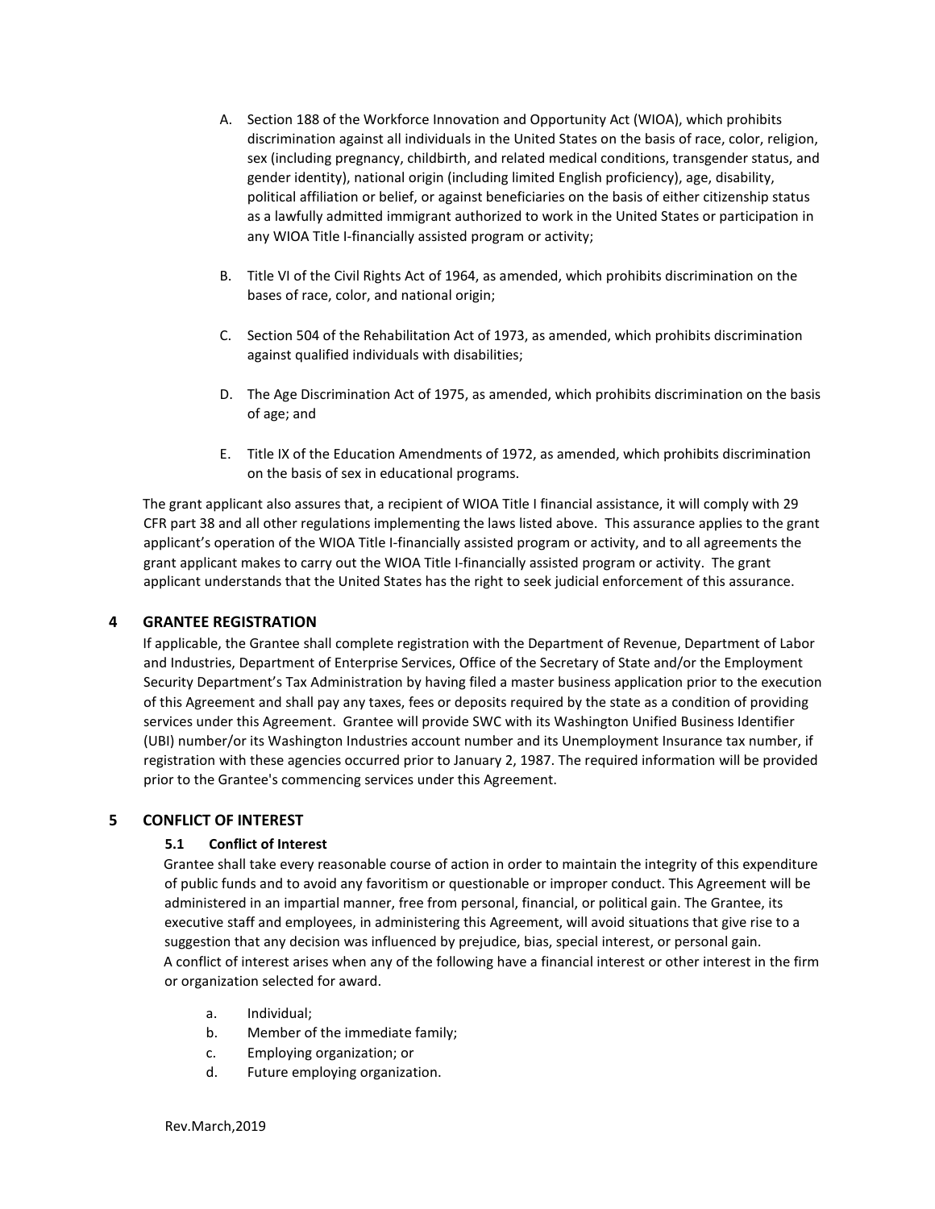A. Section 188 of the Workforce Innovation and Opportunity Act (WIOA), which prohibits discrimination against all individuals in the United States on the basis of race, color, religion, sex (including pregnancy, childbirth, and related medical conditions, transgender status, and gender identity), national origin (including limited English proficiency), age, disability, political affiliation or belief, or against beneficiaries on the basis of either citizenship status as a lawfully admitted immigrant authorized to work in the United States or participation in any WIOA Title I-financially assisted program or activity;

B. Title VI of the Civil Rights Act of 1964, as amended, which prohibits discrimination on the bases of race, color, and national origin;

C. Section 504 of the Rehabilitation Act of 1973, as amended, which prohibits discrimination against qualified individuals with disabilities;

D. The Age Discrimination Act of 1975, as amended, which prohibits discrimination on the basis of age; and

E. Title IX of the Education Amendments of 1972, as amended, which prohibits discrimination on the basis of sex in educational programs.

The grant applicant also assures that, a recipient of WIOA Title I financial assistance, it will comply with 29 CFR part 38 and all other regulations implementing the laws listed above. This assurance applies to the grant applicant's operation of the WIOA Title I-financially assisted program or activity, and to all agreements the grant applicant makes to carry out the WIOA Title I-financially assisted program or activity. The grant applicant understands that the United States has the right to seek judicial enforcement of this assurance.

## 4 GRANTEE REGISTRATION

If applicable, the Grantee shall complete registration with the Department of Revenue, Department of Labor and Industries, Department of Enterprise Services, Office of the Secretary of State and/or the Employment Security Department's Tax Administration by having filed a master business application prior to the execution of this Agreement and shall pay any taxes, fees or deposits required by the state as a condition of providing services under this Agreement. Grantee will provide SWC with its Washington Unified Business Identifier (UBI) number/or its Washington Industries account number and its Unemployment Insurance tax number, if registration with these agencies occurred prior to January 2, 1987. The required information will be provided prior to the Grantee's commencing services under this Agreement.

## 5 CONFLICT OF INTEREST

### 5.1 Conflict of Interest

Grantee shall take every reasonable course of action in order to maintain the integrity of this expenditure of public funds and to avoid any favoritism or questionable or improper conduct. This Agreement will be administered in an impartial manner, free from personal, financial, or political gain. The Grantee, its executive staff and employees, in administering this Agreement, will avoid situations that give rise to a suggestion that any decision was influenced by prejudice, bias, special interest, or personal gain.
A conflict of interest arises when any of the following have a financial interest or other interest in the firm or organization selected for award.

a. Individual;
b. Member of the immediate family;
c. Employing organization; or
d. Future employing organization.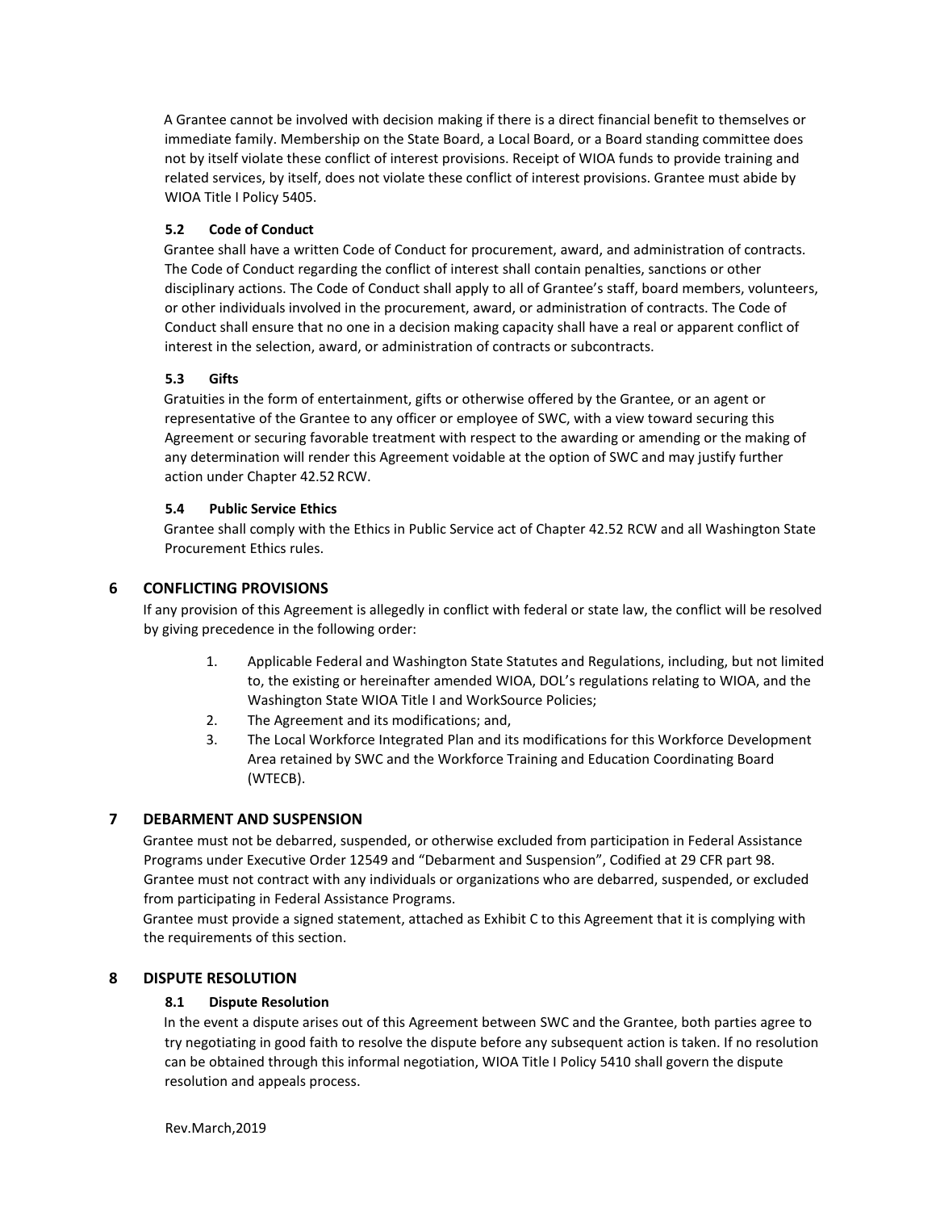A Grantee cannot be involved with decision making if there is a direct financial benefit to themselves or immediate family. Membership on the State Board, a Local Board, or a Board standing committee does not by itself violate these conflict of interest provisions. Receipt of WIOA funds to provide training and related services, by itself, does not violate these conflict of interest provisions. Grantee must abide by WIOA Title I Policy 5405.

### 5.2 Code of Conduct

Grantee shall have a written Code of Conduct for procurement, award, and administration of contracts. The Code of Conduct regarding the conflict of interest shall contain penalties, sanctions or other disciplinary actions. The Code of Conduct shall apply to all of Grantee's staff, board members, volunteers, or other individuals involved in the procurement, award, or administration of contracts. The Code of Conduct shall ensure that no one in a decision making capacity shall have a real or apparent conflict of interest in the selection, award, or administration of contracts or subcontracts.

### 5.3 Gifts

Gratuities in the form of entertainment, gifts or otherwise offered by the Grantee, or an agent or representative of the Grantee to any officer or employee of SWC, with a view toward securing this Agreement or securing favorable treatment with respect to the awarding or amending or the making of any determination will render this Agreement voidable at the option of SWC and may justify further action under Chapter 42.52 RCW.

### 5.4 Public Service Ethics

Grantee shall comply with the Ethics in Public Service act of Chapter 42.52 RCW and all Washington State Procurement Ethics rules.

## 6 CONFLICTING PROVISIONS

If any provision of this Agreement is allegedly in conflict with federal or state law, the conflict will be resolved by giving precedence in the following order:

1. Applicable Federal and Washington State Statutes and Regulations, including, but not limited to, the existing or hereinafter amended WIOA, DOL's regulations relating to WIOA, and the Washington State WIOA Title I and WorkSource Policies;
2. The Agreement and its modifications; and,
3. The Local Workforce Integrated Plan and its modifications for this Workforce Development Area retained by SWC and the Workforce Training and Education Coordinating Board (WTECB).

## 7 DEBARMENT AND SUSPENSION

Grantee must not be debarred, suspended, or otherwise excluded from participation in Federal Assistance Programs under Executive Order 12549 and "Debarment and Suspension", Codified at 29 CFR part 98. Grantee must not contract with any individuals or organizations who are debarred, suspended, or excluded from participating in Federal Assistance Programs.

Grantee must provide a signed statement, attached as Exhibit C to this Agreement that it is complying with the requirements of this section.

## 8 DISPUTE RESOLUTION

### 8.1 Dispute Resolution

In the event a dispute arises out of this Agreement between SWC and the Grantee, both parties agree to try negotiating in good faith to resolve the dispute before any subsequent action is taken. If no resolution can be obtained through this informal negotiation, WIOA Title I Policy 5410 shall govern the dispute resolution and appeals process.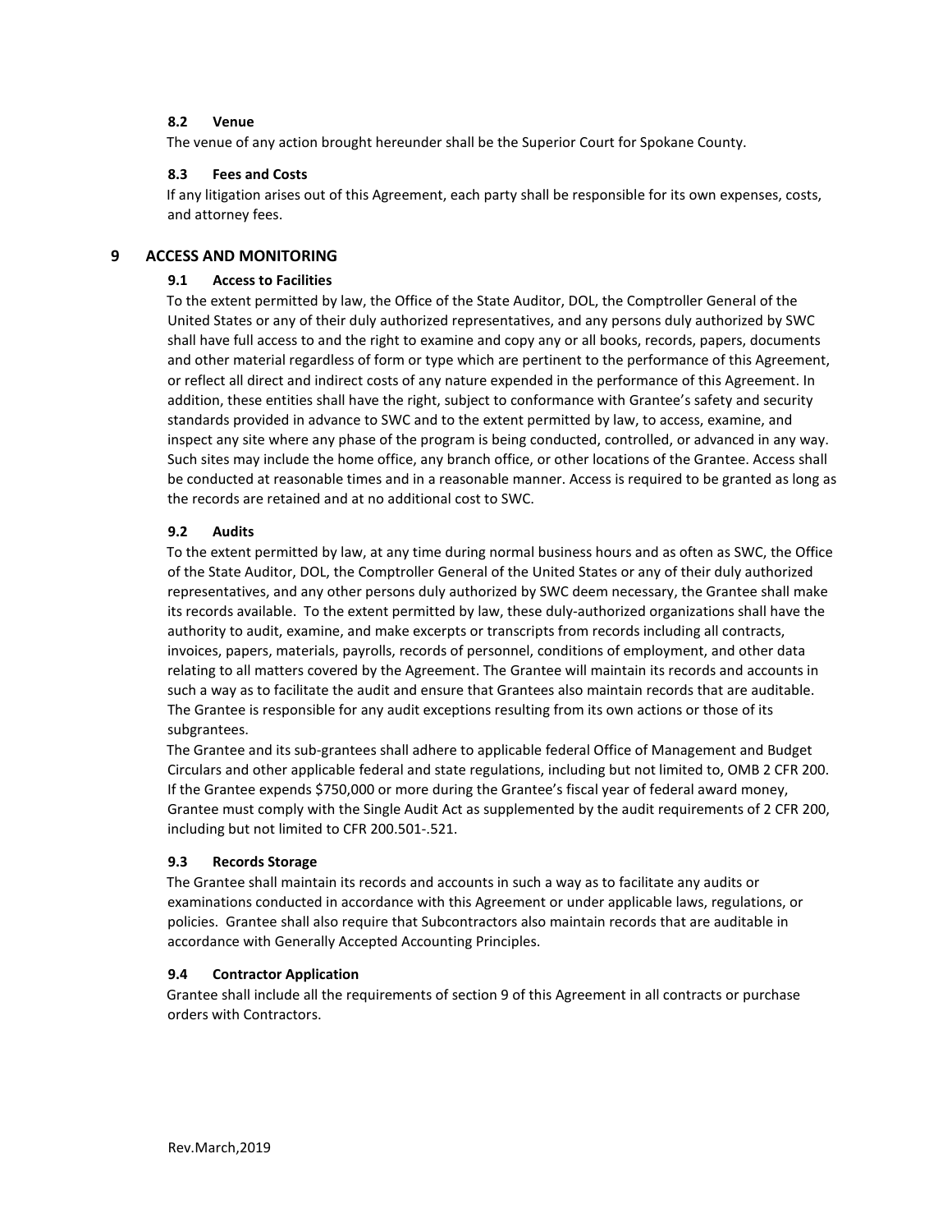### 8.2 Venue

The venue of any action brought hereunder shall be the Superior Court for Spokane County.

### 8.3 Fees and Costs

If any litigation arises out of this Agreement, each party shall be responsible for its own expenses, costs, and attorney fees.

## 9 ACCESS AND MONITORING

### 9.1 Access to Facilities

To the extent permitted by law, the Office of the State Auditor, DOL, the Comptroller General of the United States or any of their duly authorized representatives, and any persons duly authorized by SWC shall have full access to and the right to examine and copy any or all books, records, papers, documents and other material regardless of form or type which are pertinent to the performance of this Agreement, or reflect all direct and indirect costs of any nature expended in the performance of this Agreement. In addition, these entities shall have the right, subject to conformance with Grantee's safety and security standards provided in advance to SWC and to the extent permitted by law, to access, examine, and inspect any site where any phase of the program is being conducted, controlled, or advanced in any way. Such sites may include the home office, any branch office, or other locations of the Grantee. Access shall be conducted at reasonable times and in a reasonable manner. Access is required to be granted as long as the records are retained and at no additional cost to SWC.

### 9.2 Audits

To the extent permitted by law, at any time during normal business hours and as often as SWC, the Office of the State Auditor, DOL, the Comptroller General of the United States or any of their duly authorized representatives, and any other persons duly authorized by SWC deem necessary, the Grantee shall make its records available. To the extent permitted by law, these duly-authorized organizations shall have the authority to audit, examine, and make excerpts or transcripts from records including all contracts, invoices, papers, materials, payrolls, records of personnel, conditions of employment, and other data relating to all matters covered by the Agreement. The Grantee will maintain its records and accounts in such a way as to facilitate the audit and ensure that Grantees also maintain records that are auditable. The Grantee is responsible for any audit exceptions resulting from its own actions or those of its subgrantees.

The Grantee and its sub-grantees shall adhere to applicable federal Office of Management and Budget Circulars and other applicable federal and state regulations, including but not limited to, OMB 2 CFR 200. If the Grantee expends $750,000 or more during the Grantee's fiscal year of federal award money, Grantee must comply with the Single Audit Act as supplemented by the audit requirements of 2 CFR 200, including but not limited to CFR 200.501-.521.

### 9.3 Records Storage

The Grantee shall maintain its records and accounts in such a way as to facilitate any audits or examinations conducted in accordance with this Agreement or under applicable laws, regulations, or policies. Grantee shall also require that Subcontractors also maintain records that are auditable in accordance with Generally Accepted Accounting Principles.

### 9.4 Contractor Application

Grantee shall include all the requirements of section 9 of this Agreement in all contracts or purchase orders with Contractors.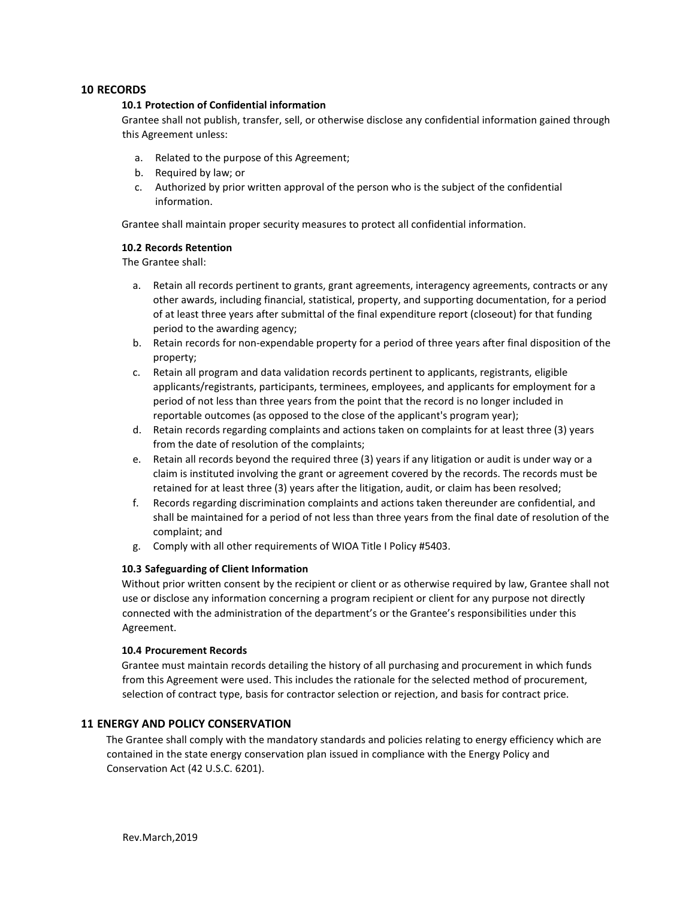## 10 RECORDS

### 10.1 Protection of Confidential information

Grantee shall not publish, transfer, sell, or otherwise disclose any confidential information gained through this Agreement unless:

a. Related to the purpose of this Agreement;
b. Required by law; or
c. Authorized by prior written approval of the person who is the subject of the confidential information.

Grantee shall maintain proper security measures to protect all confidential information.

### 10.2 Records Retention

The Grantee shall:

a. Retain all records pertinent to grants, grant agreements, interagency agreements, contracts or any other awards, including financial, statistical, property, and supporting documentation, for a period of at least three years after submittal of the final expenditure report (closeout) for that funding period to the awarding agency;
b. Retain records for non-expendable property for a period of three years after final disposition of the property;
c. Retain all program and data validation records pertinent to applicants, registrants, eligible applicants/registrants, participants, terminees, employees, and applicants for employment for a period of not less than three years from the point that the record is no longer included in reportable outcomes (as opposed to the close of the applicant's program year);
d. Retain records regarding complaints and actions taken on complaints for at least three (3) years from the date of resolution of the complaints;
e. Retain all records beyond the required three (3) years if any litigation or audit is under way or a claim is instituted involving the grant or agreement covered by the records. The records must be retained for at least three (3) years after the litigation, audit, or claim has been resolved;
f. Records regarding discrimination complaints and actions taken thereunder are confidential, and shall be maintained for a period of not less than three years from the final date of resolution of the complaint; and
g. Comply with all other requirements of WIOA Title I Policy #5403.

### 10.3 Safeguarding of Client Information

Without prior written consent by the recipient or client or as otherwise required by law, Grantee shall not use or disclose any information concerning a program recipient or client for any purpose not directly connected with the administration of the department's or the Grantee's responsibilities under this Agreement.

### 10.4 Procurement Records

Grantee must maintain records detailing the history of all purchasing and procurement in which funds from this Agreement were used. This includes the rationale for the selected method of procurement, selection of contract type, basis for contractor selection or rejection, and basis for contract price.

## 11 ENERGY AND POLICY CONSERVATION

The Grantee shall comply with the mandatory standards and policies relating to energy efficiency which are contained in the state energy conservation plan issued in compliance with the Energy Policy and Conservation Act (42 U.S.C. 6201).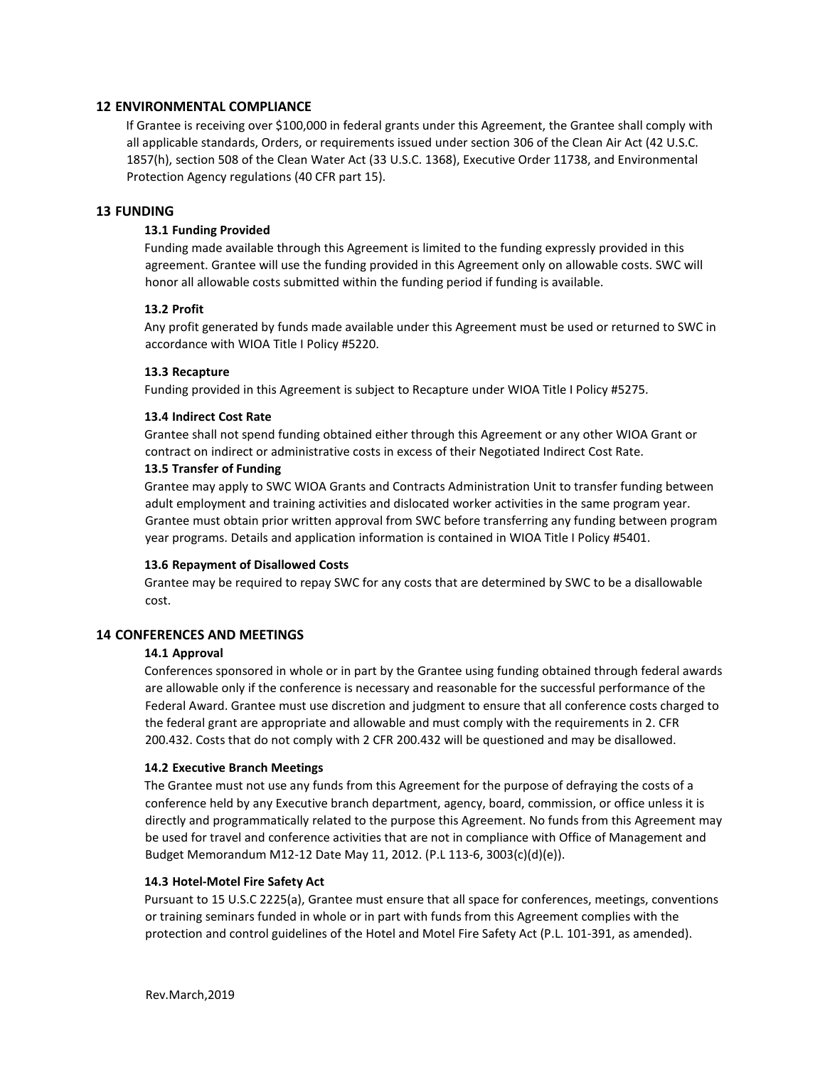## 12 ENVIRONMENTAL COMPLIANCE

If Grantee is receiving over $100,000 in federal grants under this Agreement, the Grantee shall comply with all applicable standards, Orders, or requirements issued under section 306 of the Clean Air Act (42 U.S.C. 1857(h), section 508 of the Clean Water Act (33 U.S.C. 1368), Executive Order 11738, and Environmental Protection Agency regulations (40 CFR part 15).

## 13 FUNDING

### 13.1 Funding Provided

Funding made available through this Agreement is limited to the funding expressly provided in this agreement. Grantee will use the funding provided in this Agreement only on allowable costs. SWC will honor all allowable costs submitted within the funding period if funding is available.

### 13.2 Profit

Any profit generated by funds made available under this Agreement must be used or returned to SWC in accordance with WIOA Title I Policy #5220.

### 13.3 Recapture

Funding provided in this Agreement is subject to Recapture under WIOA Title I Policy #5275.

### 13.4 Indirect Cost Rate

Grantee shall not spend funding obtained either through this Agreement or any other WIOA Grant or contract on indirect or administrative costs in excess of their Negotiated Indirect Cost Rate.

### 13.5 Transfer of Funding

Grantee may apply to SWC WIOA Grants and Contracts Administration Unit to transfer funding between adult employment and training activities and dislocated worker activities in the same program year. Grantee must obtain prior written approval from SWC before transferring any funding between program year programs. Details and application information is contained in WIOA Title I Policy #5401.

### 13.6 Repayment of Disallowed Costs

Grantee may be required to repay SWC for any costs that are determined by SWC to be a disallowable cost.

## 14 CONFERENCES AND MEETINGS

### 14.1 Approval

Conferences sponsored in whole or in part by the Grantee using funding obtained through federal awards are allowable only if the conference is necessary and reasonable for the successful performance of the Federal Award. Grantee must use discretion and judgment to ensure that all conference costs charged to the federal grant are appropriate and allowable and must comply with the requirements in 2. CFR 200.432. Costs that do not comply with 2 CFR 200.432 will be questioned and may be disallowed.

### 14.2 Executive Branch Meetings

The Grantee must not use any funds from this Agreement for the purpose of defraying the costs of a conference held by any Executive branch department, agency, board, commission, or office unless it is directly and programmatically related to the purpose this Agreement. No funds from this Agreement may be used for travel and conference activities that are not in compliance with Office of Management and Budget Memorandum M12-12 Date May 11, 2012. (P.L 113-6, 3003(c)(d)(e)).

### 14.3 Hotel-Motel Fire Safety Act

Pursuant to 15 U.S.C 2225(a), Grantee must ensure that all space for conferences, meetings, conventions or training seminars funded in whole or in part with funds from this Agreement complies with the protection and control guidelines of the Hotel and Motel Fire Safety Act (P.L. 101-391, as amended).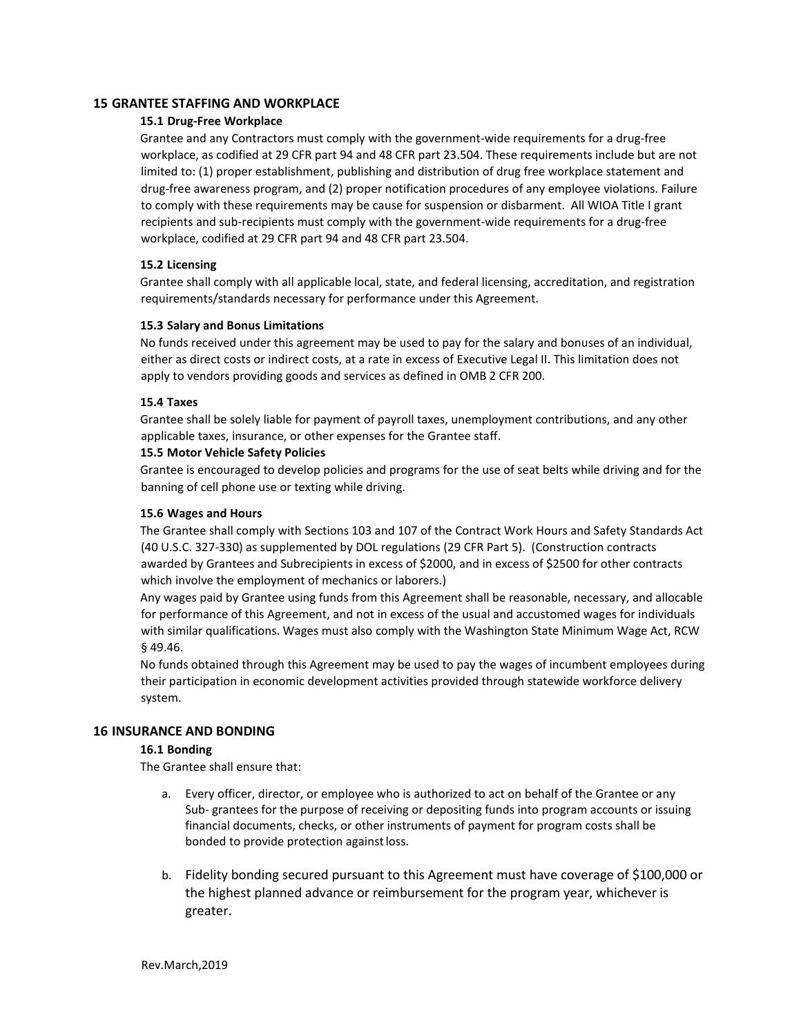## 15 GRANTEE STAFFING AND WORKPLACE

### 15.1 Drug-Free Workplace

Grantee and any Contractors must comply with the government-wide requirements for a drug-free workplace, as codified at 29 CFR part 94 and 48 CFR part 23.504. These requirements include but are not limited to: (1) proper establishment, publishing and distribution of drug free workplace statement and drug-free awareness program, and (2) proper notification procedures of any employee violations. Failure to comply with these requirements may be cause for suspension or disbarment. All WIOA Title I grant recipients and sub-recipients must comply with the government-wide requirements for a drug-free workplace, codified at 29 CFR part 94 and 48 CFR part 23.504.

### 15.2 Licensing

Grantee shall comply with all applicable local, state, and federal licensing, accreditation, and registration requirements/standards necessary for performance under this Agreement.

### 15.3 Salary and Bonus Limitations

No funds received under this agreement may be used to pay for the salary and bonuses of an individual, either as direct costs or indirect costs, at a rate in excess of Executive Legal II. This limitation does not apply to vendors providing goods and services as defined in OMB 2 CFR 200.

### 15.4 Taxes

Grantee shall be solely liable for payment of payroll taxes, unemployment contributions, and any other applicable taxes, insurance, or other expenses for the Grantee staff.

### 15.5 Motor Vehicle Safety Policies

Grantee is encouraged to develop policies and programs for the use of seat belts while driving and for the banning of cell phone use or texting while driving.

### 15.6 Wages and Hours

The Grantee shall comply with Sections 103 and 107 of the Contract Work Hours and Safety Standards Act (40 U.S.C. 327-330) as supplemented by DOL regulations (29 CFR Part 5). (Construction contracts awarded by Grantees and Subrecipients in excess of $2000, and in excess of $2500 for other contracts which involve the employment of mechanics or laborers.)

Any wages paid by Grantee using funds from this Agreement shall be reasonable, necessary, and allocable for performance of this Agreement, and not in excess of the usual and accustomed wages for individuals with similar qualifications. Wages must also comply with the Washington State Minimum Wage Act, RCW § 49.46.

No funds obtained through this Agreement may be used to pay the wages of incumbent employees during their participation in economic development activities provided through statewide workforce delivery system.

## 16 INSURANCE AND BONDING

### 16.1 Bonding

The Grantee shall ensure that:

a. Every officer, director, or employee who is authorized to act on behalf of the Grantee or any Sub- grantees for the purpose of receiving or depositing funds into program accounts or issuing financial documents, checks, or other instruments of payment for program costs shall be bonded to provide protection against loss.

b. Fidelity bonding secured pursuant to this Agreement must have coverage of $100,000 or the highest planned advance or reimbursement for the program year, whichever is greater.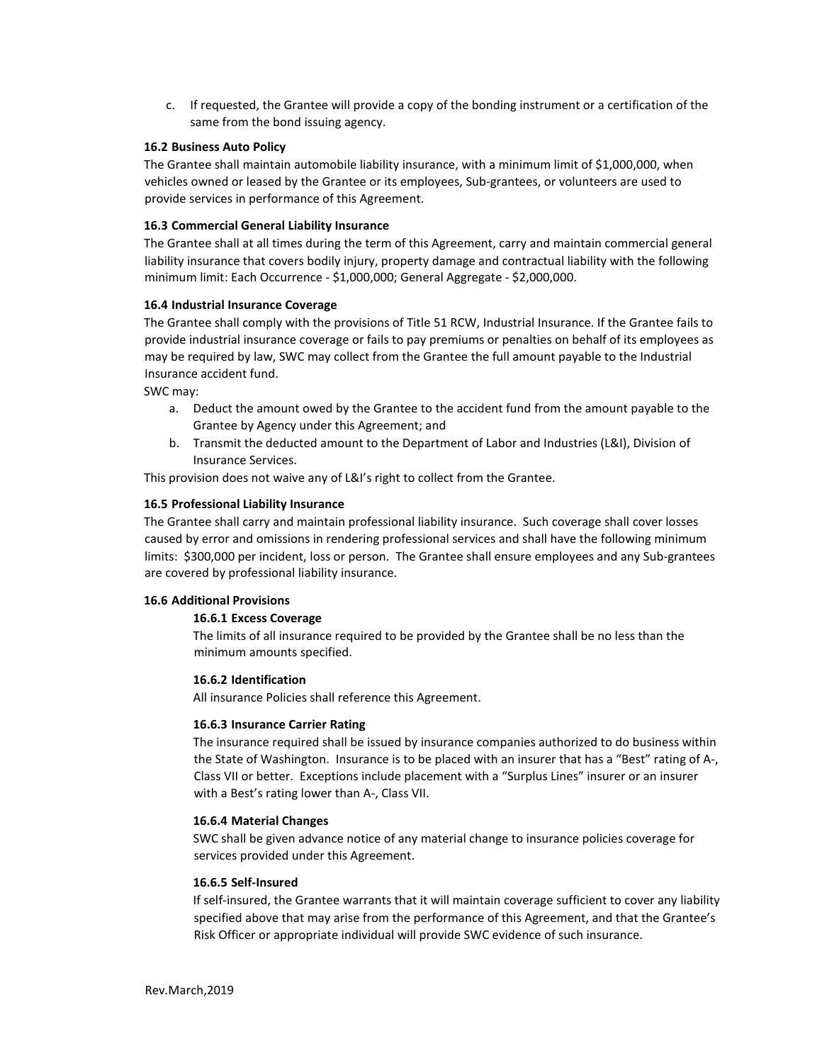c. If requested, the Grantee will provide a copy of the bonding instrument or a certification of the same from the bond issuing agency.

**16.2 Business Auto Policy**

The Grantee shall maintain automobile liability insurance, with a minimum limit of $1,000,000, when vehicles owned or leased by the Grantee or its employees, Sub-grantees, or volunteers are used to provide services in performance of this Agreement.

**16.3 Commercial General Liability Insurance**

The Grantee shall at all times during the term of this Agreement, carry and maintain commercial general liability insurance that covers bodily injury, property damage and contractual liability with the following minimum limit: Each Occurrence - $1,000,000; General Aggregate - $2,000,000.

**16.4 Industrial Insurance Coverage**

The Grantee shall comply with the provisions of Title 51 RCW, Industrial Insurance. If the Grantee fails to provide industrial insurance coverage or fails to pay premiums or penalties on behalf of its employees as may be required by law, SWC may collect from the Grantee the full amount payable to the Industrial Insurance accident fund.

SWC may:

a. Deduct the amount owed by the Grantee to the accident fund from the amount payable to the Grantee by Agency under this Agreement; and
b. Transmit the deducted amount to the Department of Labor and Industries (L&I), Division of Insurance Services.

This provision does not waive any of L&I's right to collect from the Grantee.

**16.5 Professional Liability Insurance**

The Grantee shall carry and maintain professional liability insurance. Such coverage shall cover losses caused by error and omissions in rendering professional services and shall have the following minimum limits: $300,000 per incident, loss or person. The Grantee shall ensure employees and any Sub-grantees are covered by professional liability insurance.

**16.6 Additional Provisions**

**16.6.1 Excess Coverage**

The limits of all insurance required to be provided by the Grantee shall be no less than the minimum amounts specified.

**16.6.2 Identification**

All insurance Policies shall reference this Agreement.

**16.6.3 Insurance Carrier Rating**

The insurance required shall be issued by insurance companies authorized to do business within the State of Washington. Insurance is to be placed with an insurer that has a "Best" rating of A-, Class VII or better. Exceptions include placement with a "Surplus Lines" insurer or an insurer with a Best's rating lower than A-, Class VII.

**16.6.4 Material Changes**

SWC shall be given advance notice of any material change to insurance policies coverage for services provided under this Agreement.

**16.6.5 Self-Insured**

If self-insured, the Grantee warrants that it will maintain coverage sufficient to cover any liability specified above that may arise from the performance of this Agreement, and that the Grantee's Risk Officer or appropriate individual will provide SWC evidence of such insurance.

Rev.March,2019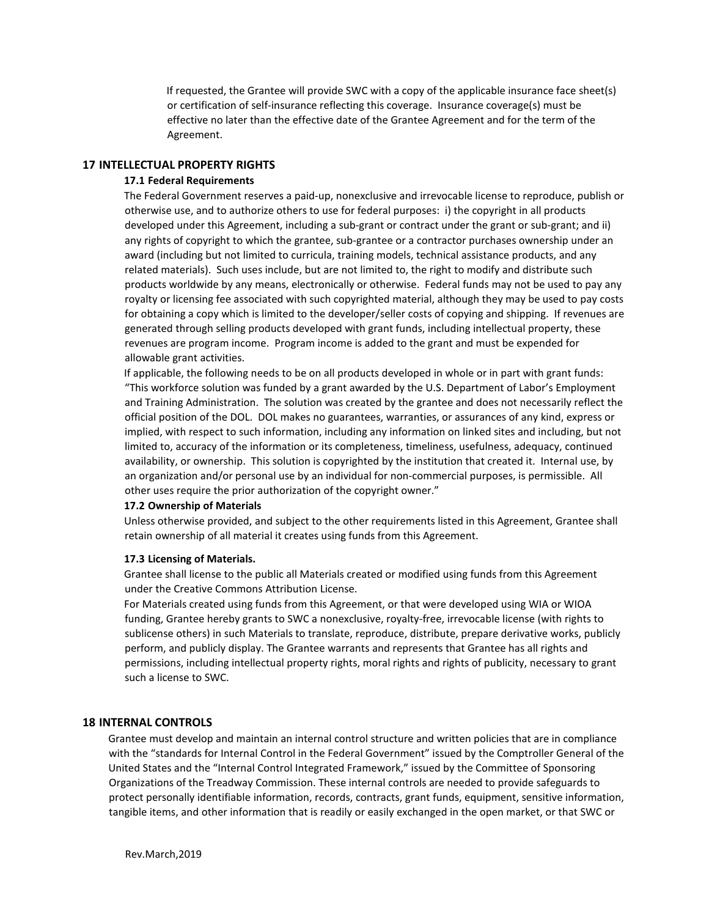If requested, the Grantee will provide SWC with a copy of the applicable insurance face sheet(s) or certification of self-insurance reflecting this coverage. Insurance coverage(s) must be effective no later than the effective date of the Grantee Agreement and for the term of the Agreement.

## 17 INTELLECTUAL PROPERTY RIGHTS

### 17.1 Federal Requirements

The Federal Government reserves a paid-up, nonexclusive and irrevocable license to reproduce, publish or otherwise use, and to authorize others to use for federal purposes: i) the copyright in all products developed under this Agreement, including a sub-grant or contract under the grant or sub-grant; and ii) any rights of copyright to which the grantee, sub-grantee or a contractor purchases ownership under an award (including but not limited to curricula, training models, technical assistance products, and any related materials). Such uses include, but are not limited to, the right to modify and distribute such products worldwide by any means, electronically or otherwise. Federal funds may not be used to pay any royalty or licensing fee associated with such copyrighted material, although they may be used to pay costs for obtaining a copy which is limited to the developer/seller costs of copying and shipping. If revenues are generated through selling products developed with grant funds, including intellectual property, these revenues are program income. Program income is added to the grant and must be expended for allowable grant activities.

If applicable, the following needs to be on all products developed in whole or in part with grant funds: "This workforce solution was funded by a grant awarded by the U.S. Department of Labor's Employment and Training Administration. The solution was created by the grantee and does not necessarily reflect the official position of the DOL. DOL makes no guarantees, warranties, or assurances of any kind, express or implied, with respect to such information, including any information on linked sites and including, but not limited to, accuracy of the information or its completeness, timeliness, usefulness, adequacy, continued availability, or ownership. This solution is copyrighted by the institution that created it. Internal use, by an organization and/or personal use by an individual for non-commercial purposes, is permissible. All other uses require the prior authorization of the copyright owner."

### 17.2 Ownership of Materials

Unless otherwise provided, and subject to the other requirements listed in this Agreement, Grantee shall retain ownership of all material it creates using funds from this Agreement.

### 17.3 Licensing of Materials.

Grantee shall license to the public all Materials created or modified using funds from this Agreement under the Creative Commons Attribution License.

For Materials created using funds from this Agreement, or that were developed using WIA or WIOA funding, Grantee hereby grants to SWC a nonexclusive, royalty-free, irrevocable license (with rights to sublicense others) in such Materials to translate, reproduce, distribute, prepare derivative works, publicly perform, and publicly display. The Grantee warrants and represents that Grantee has all rights and permissions, including intellectual property rights, moral rights and rights of publicity, necessary to grant such a license to SWC.

## 18 INTERNAL CONTROLS

Grantee must develop and maintain an internal control structure and written policies that are in compliance with the "standards for Internal Control in the Federal Government" issued by the Comptroller General of the United States and the "Internal Control Integrated Framework," issued by the Committee of Sponsoring Organizations of the Treadway Commission. These internal controls are needed to provide safeguards to protect personally identifiable information, records, contracts, grant funds, equipment, sensitive information, tangible items, and other information that is readily or easily exchanged in the open market, or that SWC or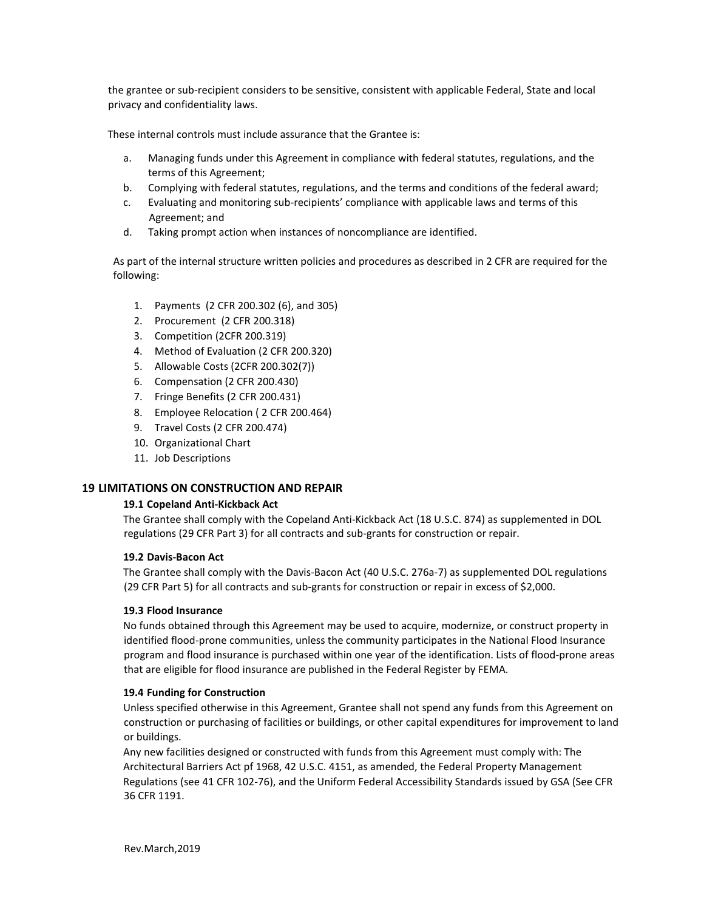the grantee or sub-recipient considers to be sensitive, consistent with applicable Federal, State and local privacy and confidentiality laws.

These internal controls must include assurance that the Grantee is:

a. Managing funds under this Agreement in compliance with federal statutes, regulations, and the terms of this Agreement;
b. Complying with federal statutes, regulations, and the terms and conditions of the federal award;
c. Evaluating and monitoring sub-recipients' compliance with applicable laws and terms of this Agreement; and
d. Taking prompt action when instances of noncompliance are identified.

As part of the internal structure written policies and procedures as described in 2 CFR are required for the following:

1. Payments (2 CFR 200.302 (6), and 305)
2. Procurement (2 CFR 200.318)
3. Competition (2CFR 200.319)
4. Method of Evaluation (2 CFR 200.320)
5. Allowable Costs (2CFR 200.302(7))
6. Compensation (2 CFR 200.430)
7. Fringe Benefits (2 CFR 200.431)
8. Employee Relocation ( 2 CFR 200.464)
9. Travel Costs (2 CFR 200.474)
10. Organizational Chart
11. Job Descriptions

## 19 LIMITATIONS ON CONSTRUCTION AND REPAIR

### 19.1 Copeland Anti-Kickback Act

The Grantee shall comply with the Copeland Anti-Kickback Act (18 U.S.C. 874) as supplemented in DOL regulations (29 CFR Part 3) for all contracts and sub-grants for construction or repair.

### 19.2 Davis-Bacon Act

The Grantee shall comply with the Davis-Bacon Act (40 U.S.C. 276a-7) as supplemented DOL regulations (29 CFR Part 5) for all contracts and sub-grants for construction or repair in excess of $2,000.

### 19.3 Flood Insurance

No funds obtained through this Agreement may be used to acquire, modernize, or construct property in identified flood-prone communities, unless the community participates in the National Flood Insurance program and flood insurance is purchased within one year of the identification. Lists of flood-prone areas that are eligible for flood insurance are published in the Federal Register by FEMA.

### 19.4 Funding for Construction

Unless specified otherwise in this Agreement, Grantee shall not spend any funds from this Agreement on construction or purchasing of facilities or buildings, or other capital expenditures for improvement to land or buildings.

Any new facilities designed or constructed with funds from this Agreement must comply with: The Architectural Barriers Act pf 1968, 42 U.S.C. 4151, as amended, the Federal Property Management Regulations (see 41 CFR 102-76), and the Uniform Federal Accessibility Standards issued by GSA (See CFR 36 CFR 1191.

Rev.March,2019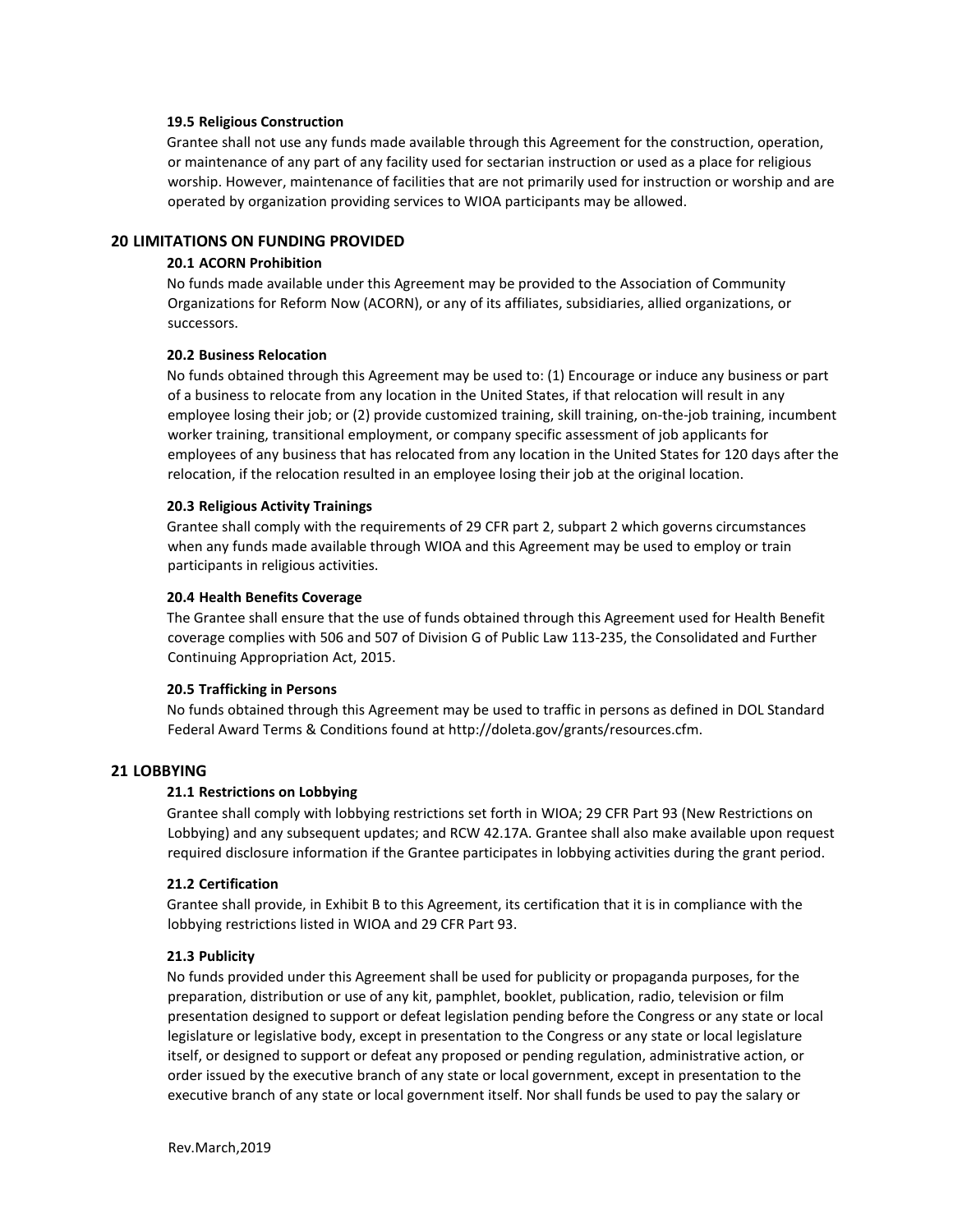#### 19.5 Religious Construction

Grantee shall not use any funds made available through this Agreement for the construction, operation, or maintenance of any part of any facility used for sectarian instruction or used as a place for religious worship. However, maintenance of facilities that are not primarily used for instruction or worship and are operated by organization providing services to WIOA participants may be allowed.

### 20 LIMITATIONS ON FUNDING PROVIDED

#### 20.1 ACORN Prohibition

No funds made available under this Agreement may be provided to the Association of Community Organizations for Reform Now (ACORN), or any of its affiliates, subsidiaries, allied organizations, or successors.

#### 20.2 Business Relocation

No funds obtained through this Agreement may be used to: (1) Encourage or induce any business or part of a business to relocate from any location in the United States, if that relocation will result in any employee losing their job; or (2) provide customized training, skill training, on-the-job training, incumbent worker training, transitional employment, or company specific assessment of job applicants for employees of any business that has relocated from any location in the United States for 120 days after the relocation, if the relocation resulted in an employee losing their job at the original location.

#### 20.3 Religious Activity Trainings

Grantee shall comply with the requirements of 29 CFR part 2, subpart 2 which governs circumstances when any funds made available through WIOA and this Agreement may be used to employ or train participants in religious activities.

#### 20.4 Health Benefits Coverage

The Grantee shall ensure that the use of funds obtained through this Agreement used for Health Benefit coverage complies with 506 and 507 of Division G of Public Law 113-235, the Consolidated and Further Continuing Appropriation Act, 2015.

#### 20.5 Trafficking in Persons

No funds obtained through this Agreement may be used to traffic in persons as defined in DOL Standard Federal Award Terms & Conditions found at http://doleta.gov/grants/resources.cfm.

### 21 LOBBYING

#### 21.1 Restrictions on Lobbying

Grantee shall comply with lobbying restrictions set forth in WIOA; 29 CFR Part 93 (New Restrictions on Lobbying) and any subsequent updates; and RCW 42.17A. Grantee shall also make available upon request required disclosure information if the Grantee participates in lobbying activities during the grant period.

#### 21.2 Certification

Grantee shall provide, in Exhibit B to this Agreement, its certification that it is in compliance with the lobbying restrictions listed in WIOA and 29 CFR Part 93.

#### 21.3 Publicity

No funds provided under this Agreement shall be used for publicity or propaganda purposes, for the preparation, distribution or use of any kit, pamphlet, booklet, publication, radio, television or film presentation designed to support or defeat legislation pending before the Congress or any state or local legislature or legislative body, except in presentation to the Congress or any state or local legislature itself, or designed to support or defeat any proposed or pending regulation, administrative action, or order issued by the executive branch of any state or local government, except in presentation to the executive branch of any state or local government itself. Nor shall funds be used to pay the salary or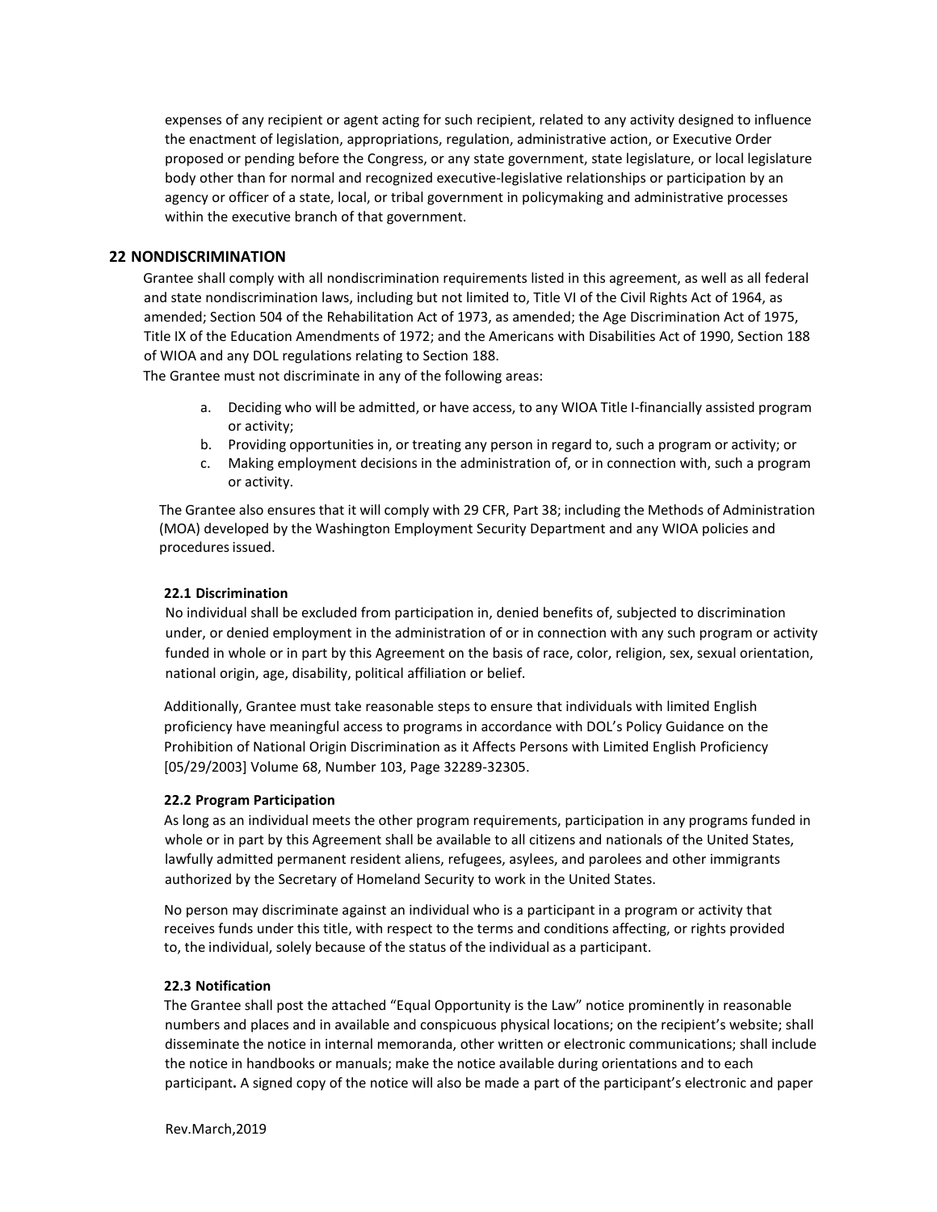expenses of any recipient or agent acting for such recipient, related to any activity designed to influence the enactment of legislation, appropriations, regulation, administrative action, or Executive Order proposed or pending before the Congress, or any state government, state legislature, or local legislature body other than for normal and recognized executive-legislative relationships or participation by an agency or officer of a state, local, or tribal government in policymaking and administrative processes within the executive branch of that government.

## 22 NONDISCRIMINATION

Grantee shall comply with all nondiscrimination requirements listed in this agreement, as well as all federal and state nondiscrimination laws, including but not limited to, Title VI of the Civil Rights Act of 1964, as amended; Section 504 of the Rehabilitation Act of 1973, as amended; the Age Discrimination Act of 1975, Title IX of the Education Amendments of 1972; and the Americans with Disabilities Act of 1990, Section 188 of WIOA and any DOL regulations relating to Section 188.

The Grantee must not discriminate in any of the following areas:

a. Deciding who will be admitted, or have access, to any WIOA Title I-financially assisted program or activity;
b. Providing opportunities in, or treating any person in regard to, such a program or activity; or
c. Making employment decisions in the administration of, or in connection with, such a program or activity.

The Grantee also ensures that it will comply with 29 CFR, Part 38; including the Methods of Administration (MOA) developed by the Washington Employment Security Department and any WIOA policies and procedures issued.

### 22.1 Discrimination

No individual shall be excluded from participation in, denied benefits of, subjected to discrimination under, or denied employment in the administration of or in connection with any such program or activity funded in whole or in part by this Agreement on the basis of race, color, religion, sex, sexual orientation, national origin, age, disability, political affiliation or belief.

Additionally, Grantee must take reasonable steps to ensure that individuals with limited English proficiency have meaningful access to programs in accordance with DOL's Policy Guidance on the Prohibition of National Origin Discrimination as it Affects Persons with Limited English Proficiency [05/29/2003] Volume 68, Number 103, Page 32289-32305.

### 22.2 Program Participation

As long as an individual meets the other program requirements, participation in any programs funded in whole or in part by this Agreement shall be available to all citizens and nationals of the United States, lawfully admitted permanent resident aliens, refugees, asylees, and parolees and other immigrants authorized by the Secretary of Homeland Security to work in the United States.

No person may discriminate against an individual who is a participant in a program or activity that receives funds under this title, with respect to the terms and conditions affecting, or rights provided to, the individual, solely because of the status of the individual as a participant.

### 22.3 Notification

The Grantee shall post the attached "Equal Opportunity is the Law" notice prominently in reasonable numbers and places and in available and conspicuous physical locations; on the recipient's website; shall disseminate the notice in internal memoranda, other written or electronic communications; shall include the notice in handbooks or manuals; make the notice available during orientations and to each participant**.** A signed copy of the notice will also be made a part of the participant's electronic and paper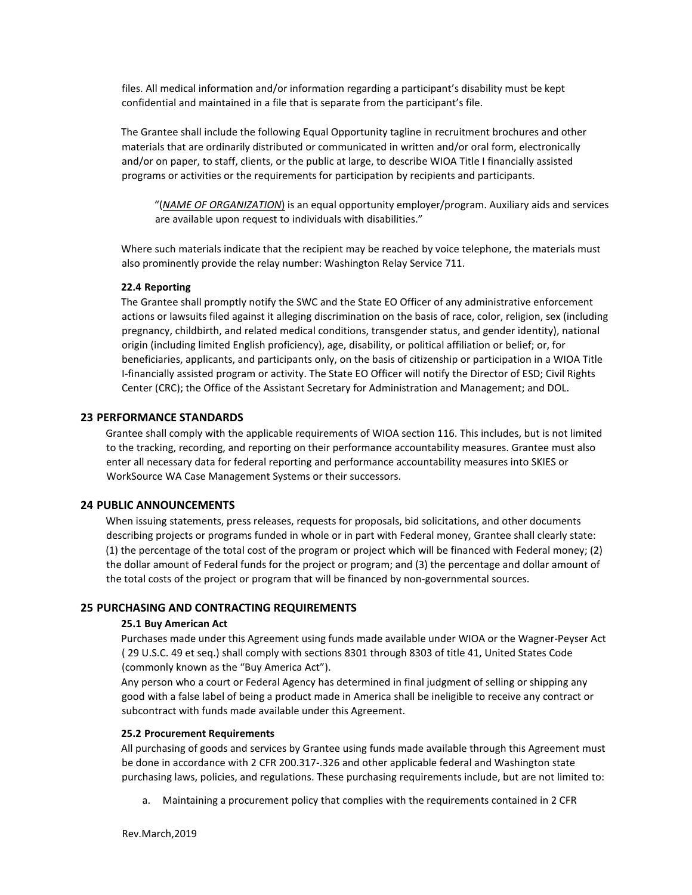files. All medical information and/or information regarding a participant's disability must be kept confidential and maintained in a file that is separate from the participant's file.

The Grantee shall include the following Equal Opportunity tagline in recruitment brochures and other materials that are ordinarily distributed or communicated in written and/or oral form, electronically and/or on paper, to staff, clients, or the public at large, to describe WIOA Title I financially assisted programs or activities or the requirements for participation by recipients and participants.

> "(*NAME OF ORGANIZATION*) is an equal opportunity employer/program. Auxiliary aids and services are available upon request to individuals with disabilities."

Where such materials indicate that the recipient may be reached by voice telephone, the materials must also prominently provide the relay number: Washington Relay Service 711.

### 22.4 Reporting

The Grantee shall promptly notify the SWC and the State EO Officer of any administrative enforcement actions or lawsuits filed against it alleging discrimination on the basis of race, color, religion, sex (including pregnancy, childbirth, and related medical conditions, transgender status, and gender identity), national origin (including limited English proficiency), age, disability, or political affiliation or belief; or, for beneficiaries, applicants, and participants only, on the basis of citizenship or participation in a WIOA Title I-financially assisted program or activity. The State EO Officer will notify the Director of ESD; Civil Rights Center (CRC); the Office of the Assistant Secretary for Administration and Management; and DOL.

## 23 PERFORMANCE STANDARDS

Grantee shall comply with the applicable requirements of WIOA section 116. This includes, but is not limited to the tracking, recording, and reporting on their performance accountability measures. Grantee must also enter all necessary data for federal reporting and performance accountability measures into SKIES or WorkSource WA Case Management Systems or their successors.

## 24 PUBLIC ANNOUNCEMENTS

When issuing statements, press releases, requests for proposals, bid solicitations, and other documents describing projects or programs funded in whole or in part with Federal money, Grantee shall clearly state: (1) the percentage of the total cost of the program or project which will be financed with Federal money; (2) the dollar amount of Federal funds for the project or program; and (3) the percentage and dollar amount of the total costs of the project or program that will be financed by non-governmental sources.

## 25 PURCHASING AND CONTRACTING REQUIREMENTS

### 25.1 Buy American Act

Purchases made under this Agreement using funds made available under WIOA or the Wagner-Peyser Act ( 29 U.S.C. 49 et seq.) shall comply with sections 8301 through 8303 of title 41, United States Code (commonly known as the "Buy America Act").

Any person who a court or Federal Agency has determined in final judgment of selling or shipping any good with a false label of being a product made in America shall be ineligible to receive any contract or subcontract with funds made available under this Agreement.

### 25.2 Procurement Requirements

All purchasing of goods and services by Grantee using funds made available through this Agreement must be done in accordance with 2 CFR 200.317-.326 and other applicable federal and Washington state purchasing laws, policies, and regulations. These purchasing requirements include, but are not limited to:

a. Maintaining a procurement policy that complies with the requirements contained in 2 CFR

Rev.March,2019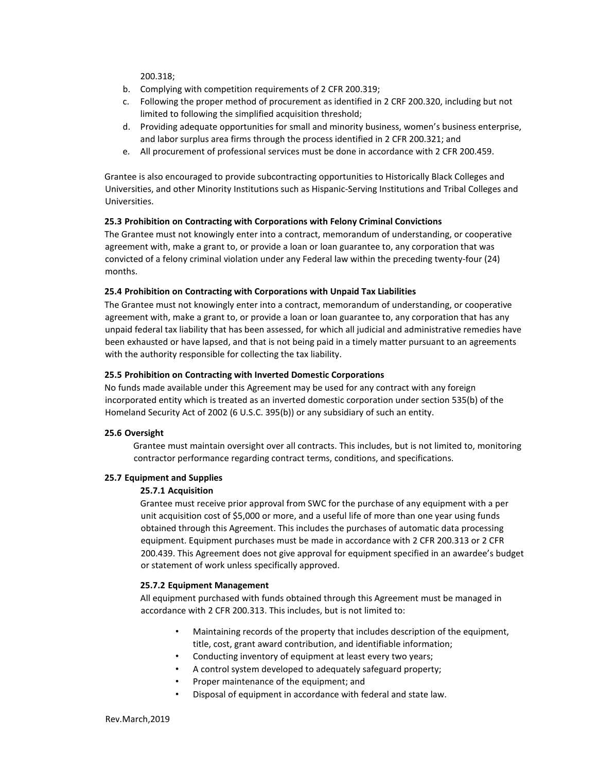200.318;

b. Complying with competition requirements of 2 CFR 200.319;
c. Following the proper method of procurement as identified in 2 CRF 200.320, including but not limited to following the simplified acquisition threshold;
d. Providing adequate opportunities for small and minority business, women's business enterprise, and labor surplus area firms through the process identified in 2 CFR 200.321; and
e. All procurement of professional services must be done in accordance with 2 CFR 200.459.

Grantee is also encouraged to provide subcontracting opportunities to Historically Black Colleges and Universities, and other Minority Institutions such as Hispanic-Serving Institutions and Tribal Colleges and Universities.

**25.3 Prohibition on Contracting with Corporations with Felony Criminal Convictions**

The Grantee must not knowingly enter into a contract, memorandum of understanding, or cooperative agreement with, make a grant to, or provide a loan or loan guarantee to, any corporation that was convicted of a felony criminal violation under any Federal law within the preceding twenty-four (24) months.

**25.4 Prohibition on Contracting with Corporations with Unpaid Tax Liabilities**

The Grantee must not knowingly enter into a contract, memorandum of understanding, or cooperative agreement with, make a grant to, or provide a loan or loan guarantee to, any corporation that has any unpaid federal tax liability that has been assessed, for which all judicial and administrative remedies have been exhausted or have lapsed, and that is not being paid in a timely matter pursuant to an agreements with the authority responsible for collecting the tax liability.

**25.5 Prohibition on Contracting with Inverted Domestic Corporations**

No funds made available under this Agreement may be used for any contract with any foreign incorporated entity which is treated as an inverted domestic corporation under section 535(b) of the Homeland Security Act of 2002 (6 U.S.C. 395(b)) or any subsidiary of such an entity.

**25.6 Oversight**

Grantee must maintain oversight over all contracts. This includes, but is not limited to, monitoring contractor performance regarding contract terms, conditions, and specifications.

**25.7 Equipment and Supplies**

**25.7.1 Acquisition**

Grantee must receive prior approval from SWC for the purchase of any equipment with a per unit acquisition cost of $5,000 or more, and a useful life of more than one year using funds obtained through this Agreement. This includes the purchases of automatic data processing equipment. Equipment purchases must be made in accordance with 2 CFR 200.313 or 2 CFR 200.439. This Agreement does not give approval for equipment specified in an awardee's budget or statement of work unless specifically approved.

**25.7.2 Equipment Management**

All equipment purchased with funds obtained through this Agreement must be managed in accordance with 2 CFR 200.313. This includes, but is not limited to:

- Maintaining records of the property that includes description of the equipment, title, cost, grant award contribution, and identifiable information;
- Conducting inventory of equipment at least every two years;
- A control system developed to adequately safeguard property;
- Proper maintenance of the equipment; and
- Disposal of equipment in accordance with federal and state law.

Rev.March,2019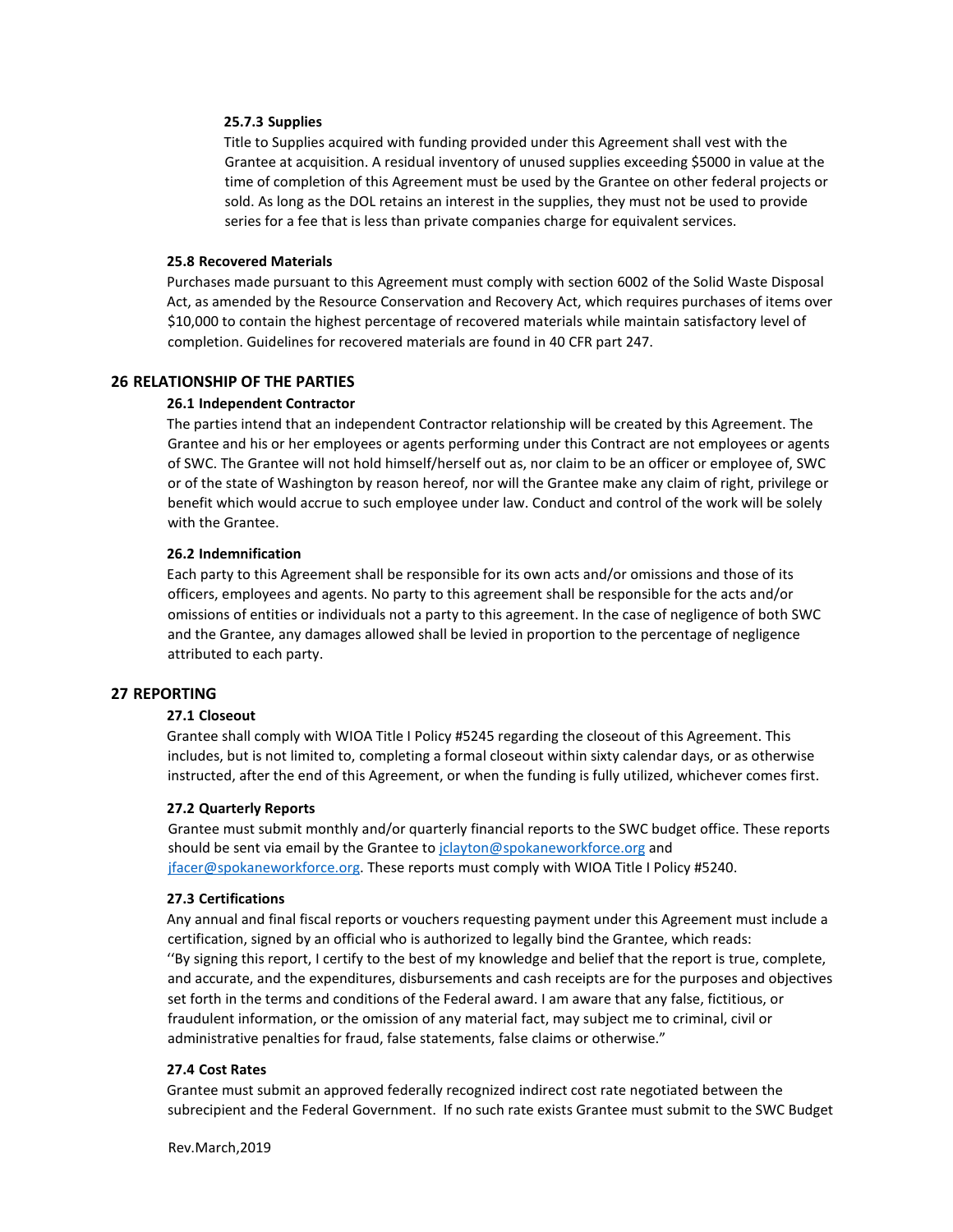#### 25.7.3 Supplies

Title to Supplies acquired with funding provided under this Agreement shall vest with the Grantee at acquisition. A residual inventory of unused supplies exceeding $5000 in value at the time of completion of this Agreement must be used by the Grantee on other federal projects or sold. As long as the DOL retains an interest in the supplies, they must not be used to provide series for a fee that is less than private companies charge for equivalent services.

### 25.8 Recovered Materials

Purchases made pursuant to this Agreement must comply with section 6002 of the Solid Waste Disposal Act, as amended by the Resource Conservation and Recovery Act, which requires purchases of items over $10,000 to contain the highest percentage of recovered materials while maintain satisfactory level of completion. Guidelines for recovered materials are found in 40 CFR part 247.

## 26 RELATIONSHIP OF THE PARTIES

### 26.1 Independent Contractor

The parties intend that an independent Contractor relationship will be created by this Agreement. The Grantee and his or her employees or agents performing under this Contract are not employees or agents of SWC. The Grantee will not hold himself/herself out as, nor claim to be an officer or employee of, SWC or of the state of Washington by reason hereof, nor will the Grantee make any claim of right, privilege or benefit which would accrue to such employee under law. Conduct and control of the work will be solely with the Grantee.

### 26.2 Indemnification

Each party to this Agreement shall be responsible for its own acts and/or omissions and those of its officers, employees and agents. No party to this agreement shall be responsible for the acts and/or omissions of entities or individuals not a party to this agreement. In the case of negligence of both SWC and the Grantee, any damages allowed shall be levied in proportion to the percentage of negligence attributed to each party.

## 27 REPORTING

### 27.1 Closeout

Grantee shall comply with WIOA Title I Policy #5245 regarding the closeout of this Agreement. This includes, but is not limited to, completing a formal closeout within sixty calendar days, or as otherwise instructed, after the end of this Agreement, or when the funding is fully utilized, whichever comes first.

### 27.2 Quarterly Reports

Grantee must submit monthly and/or quarterly financial reports to the SWC budget office. These reports should be sent via email by the Grantee to jclayton@spokaneworkforce.org and jfacer@spokaneworkforce.org. These reports must comply with WIOA Title I Policy #5240.

### 27.3 Certifications

Any annual and final fiscal reports or vouchers requesting payment under this Agreement must include a certification, signed by an official who is authorized to legally bind the Grantee, which reads:
''By signing this report, I certify to the best of my knowledge and belief that the report is true, complete, and accurate, and the expenditures, disbursements and cash receipts are for the purposes and objectives set forth in the terms and conditions of the Federal award. I am aware that any false, fictitious, or fraudulent information, or the omission of any material fact, may subject me to criminal, civil or administrative penalties for fraud, false statements, false claims or otherwise."

### 27.4 Cost Rates

Grantee must submit an approved federally recognized indirect cost rate negotiated between the subrecipient and the Federal Government. If no such rate exists Grantee must submit to the SWC Budget

Rev.March,2019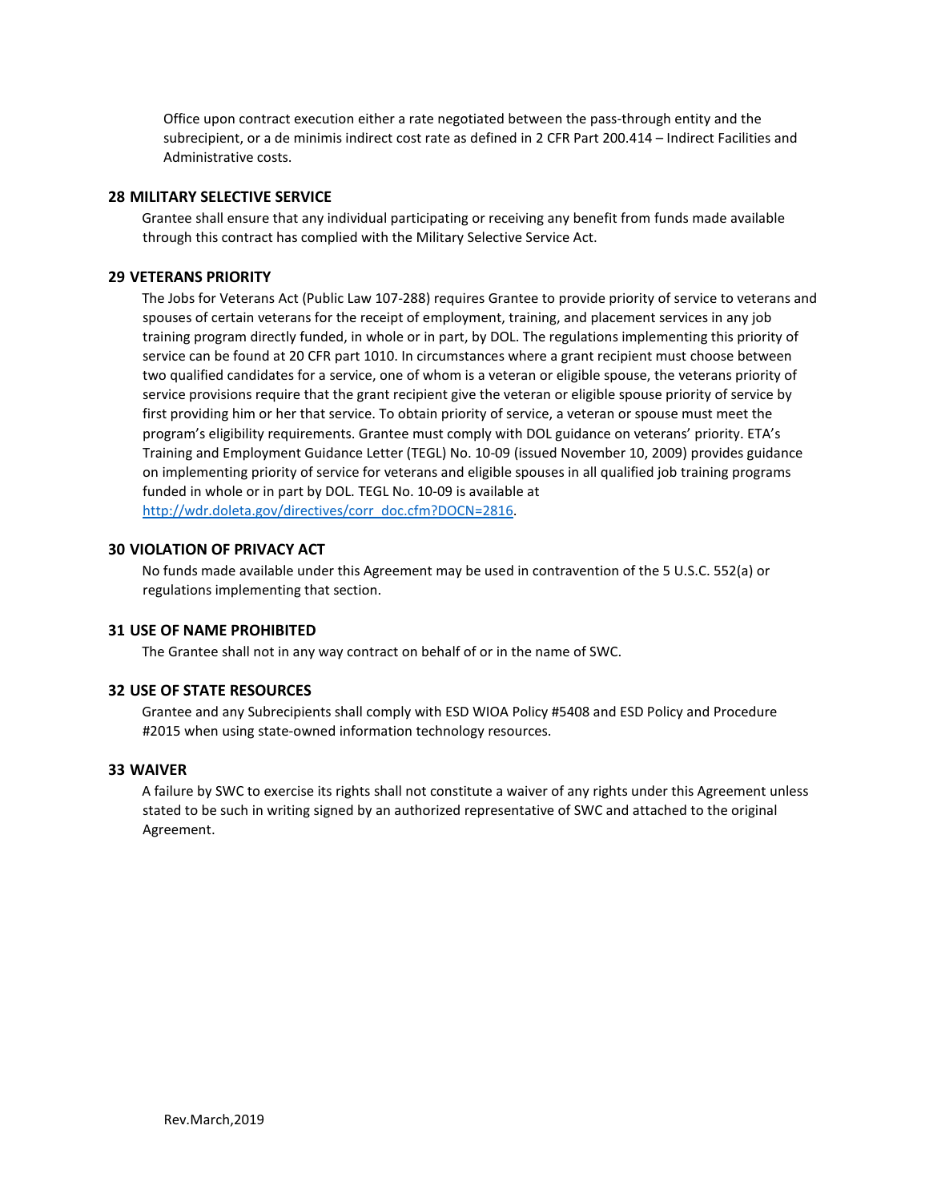Office upon contract execution either a rate negotiated between the pass-through entity and the subrecipient, or a de minimis indirect cost rate as defined in 2 CFR Part 200.414 – Indirect Facilities and Administrative costs.

## 28 MILITARY SELECTIVE SERVICE

Grantee shall ensure that any individual participating or receiving any benefit from funds made available through this contract has complied with the Military Selective Service Act.

## 29 VETERANS PRIORITY

The Jobs for Veterans Act (Public Law 107-288) requires Grantee to provide priority of service to veterans and spouses of certain veterans for the receipt of employment, training, and placement services in any job training program directly funded, in whole or in part, by DOL. The regulations implementing this priority of service can be found at 20 CFR part 1010. In circumstances where a grant recipient must choose between two qualified candidates for a service, one of whom is a veteran or eligible spouse, the veterans priority of service provisions require that the grant recipient give the veteran or eligible spouse priority of service by first providing him or her that service. To obtain priority of service, a veteran or spouse must meet the program's eligibility requirements. Grantee must comply with DOL guidance on veterans' priority. ETA's Training and Employment Guidance Letter (TEGL) No. 10-09 (issued November 10, 2009) provides guidance on implementing priority of service for veterans and eligible spouses in all qualified job training programs funded in whole or in part by DOL. TEGL No. 10-09 is available at [http://wdr.doleta.gov/directives/corr_doc.cfm?DOCN=2816](http://wdr.doleta.gov/directives/corr_doc.cfm?DOCN=2816).

## 30 VIOLATION OF PRIVACY ACT

No funds made available under this Agreement may be used in contravention of the 5 U.S.C. 552(a) or regulations implementing that section.

## 31 USE OF NAME PROHIBITED

The Grantee shall not in any way contract on behalf of or in the name of SWC.

## 32 USE OF STATE RESOURCES

Grantee and any Subrecipients shall comply with ESD WIOA Policy #5408 and ESD Policy and Procedure #2015 when using state-owned information technology resources.

## 33 WAIVER

A failure by SWC to exercise its rights shall not constitute a waiver of any rights under this Agreement unless stated to be such in writing signed by an authorized representative of SWC and attached to the original Agreement.